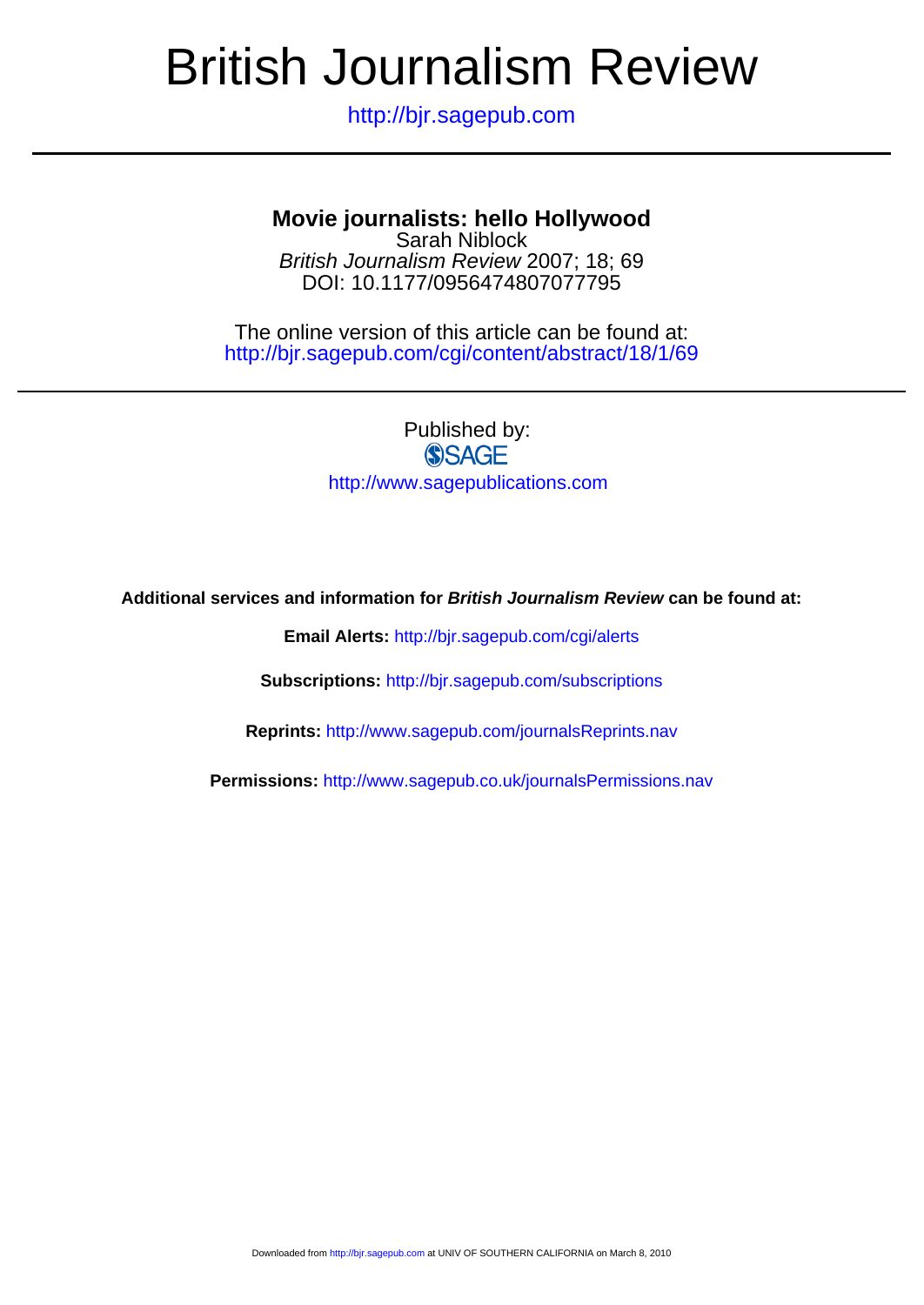# British Journalism Review

http://bjr.sagepub.com

---

## Movie journalists: hello Hollywood

Sarah Niblock

*British Journalism Review* 2007; 18; 69

DOI: 10.1177/0956474807077795

The online version of this article can be found at:
http://bjr.sagepub.com/cgi/content/abstract/18/1/69

---

Published by:

SAGE

http://www.sagepublications.com

**Additional services and information for *British Journalism Review* can be found at:**

**Email Alerts:** http://bjr.sagepub.com/cgi/alerts

**Subscriptions:** http://bjr.sagepub.com/subscriptions

**Reprints:** http://www.sagepub.com/journalsReprints.nav

**Permissions:** http://www.sagepub.co.uk/journalsPermissions.nav

Downloaded from http://bjr.sagepub.com at UNIV OF SOUTHERN CALIFORNIA on March 8, 2010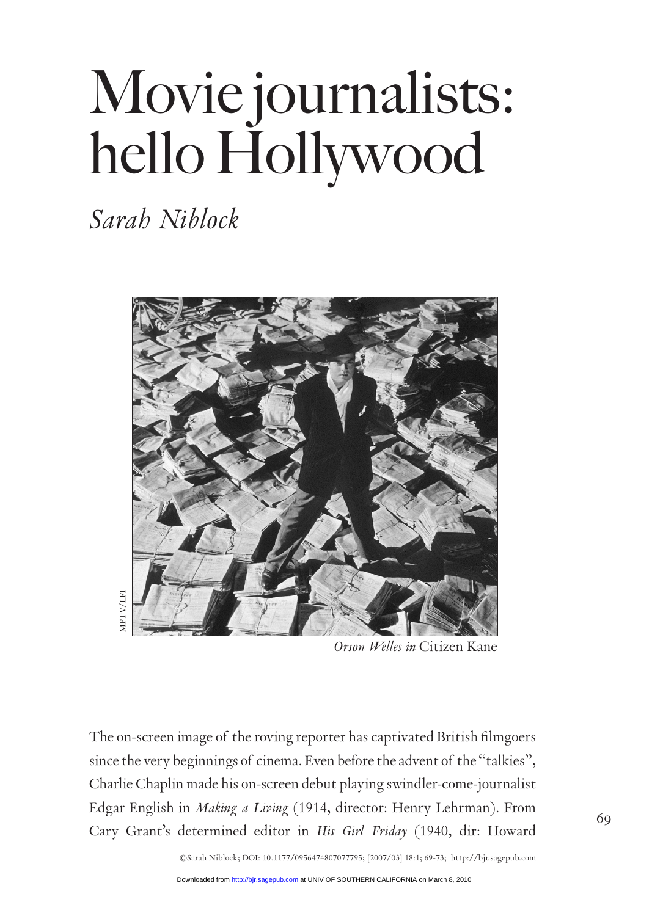# Movie journalists: hello Hollywood

*Sarah Niblock*

MPTV/LFI

*Orson Welles in* Citizen Kane

The on-screen image of the roving reporter has captivated British filmgoers since the very beginnings of cinema. Even before the advent of the "talkies", Charlie Chaplin made his on-screen debut playing swindler-come-journalist Edgar English in *Making a Living* (1914, director: Henry Lehrman). From Cary Grant's determined editor in *His Girl Friday* (1940, dir: Howard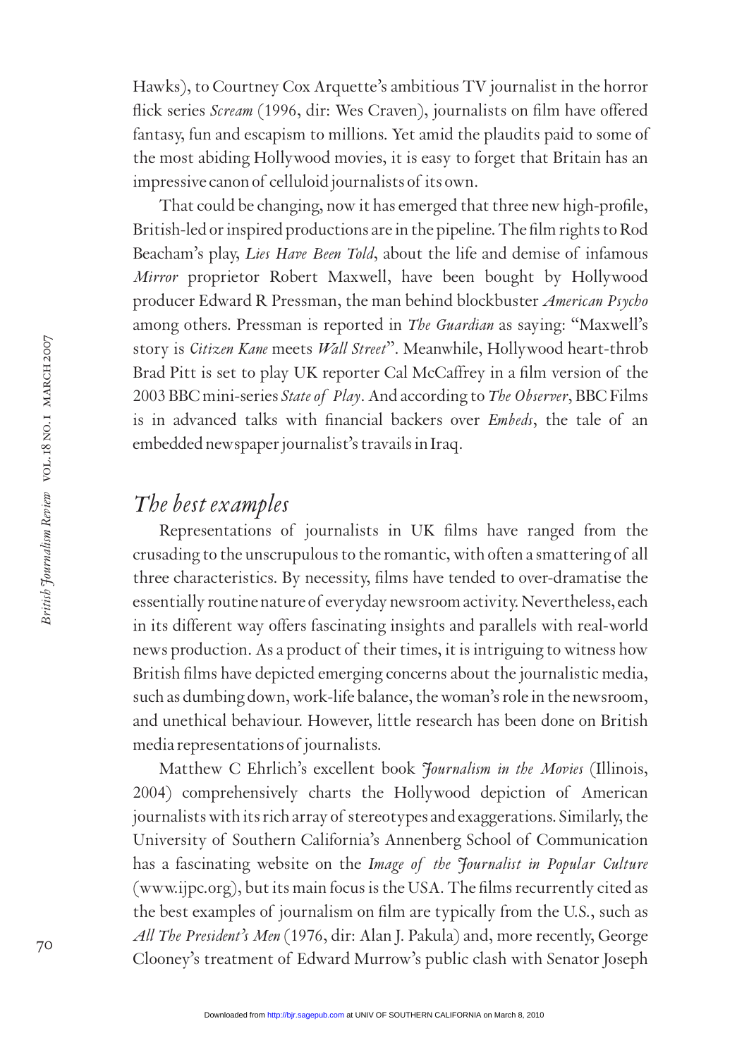Hawks), to Courtney Cox Arquette's ambitious TV journalist in the horror flick series *Scream* (1996, dir: Wes Craven), journalists on film have offered fantasy, fun and escapism to millions. Yet amid the plaudits paid to some of the most abiding Hollywood movies, it is easy to forget that Britain has an impressive canon of celluloid journalists of its own.

That could be changing, now it has emerged that three new high-profile, British-led or inspired productions are in the pipeline. The film rights to Rod Beacham's play, *Lies Have Been Told*, about the life and demise of infamous *Mirror* proprietor Robert Maxwell, have been bought by Hollywood producer Edward R Pressman, the man behind blockbuster *American Psycho* among others. Pressman is reported in *The Guardian* as saying: "Maxwell's story is *Citizen Kane* meets *Wall Street*". Meanwhile, Hollywood heart-throb Brad Pitt is set to play UK reporter Cal McCaffrey in a film version of the 2003 BBC mini-series *State of Play*. And according to *The Observer*, BBC Films is in advanced talks with financial backers over *Embeds*, the tale of an embedded newspaper journalist's travails in Iraq.

## *The best examples*

Representations of journalists in UK films have ranged from the crusading to the unscrupulous to the romantic, with often a smattering of all three characteristics. By necessity, films have tended to over-dramatise the essentially routine nature of everyday newsroom activity. Nevertheless, each in its different way offers fascinating insights and parallels with real-world news production. As a product of their times, it is intriguing to witness how British films have depicted emerging concerns about the journalistic media, such as dumbing down, work-life balance, the woman's role in the newsroom, and unethical behaviour. However, little research has been done on British media representations of journalists.

Matthew C Ehrlich's excellent book *Journalism in the Movies* (Illinois, 2004) comprehensively charts the Hollywood depiction of American journalists with its rich array of stereotypes and exaggerations. Similarly, the University of Southern California's Annenberg School of Communication has a fascinating website on the *Image of the Journalist in Popular Culture* (www.ijpc.org), but its main focus is the USA. The films recurrently cited as the best examples of journalism on film are typically from the U.S., such as *All The President's Men* (1976, dir: Alan J. Pakula) and, more recently, George Clooney's treatment of Edward Murrow's public clash with Senator Joseph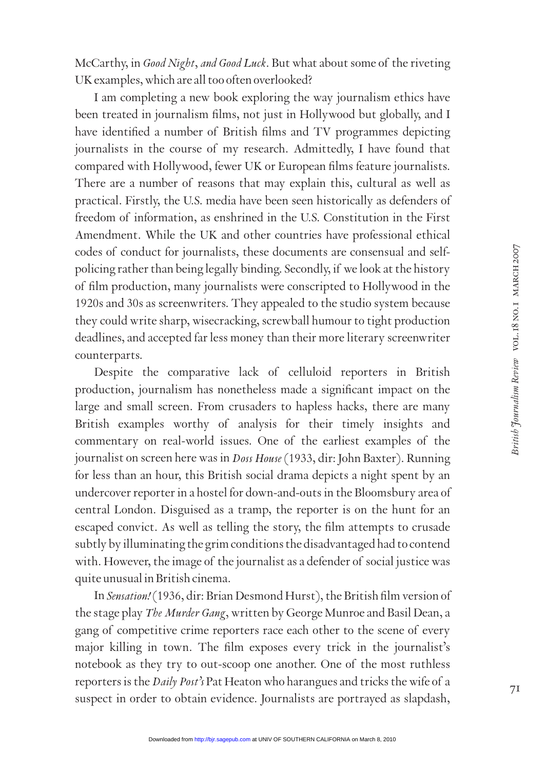McCarthy, in *Good Night, and Good Luck*. But what about some of the riveting UK examples, which are all too often overlooked?

I am completing a new book exploring the way journalism ethics have been treated in journalism films, not just in Hollywood but globally, and I have identified a number of British films and TV programmes depicting journalists in the course of my research. Admittedly, I have found that compared with Hollywood, fewer UK or European films feature journalists. There are a number of reasons that may explain this, cultural as well as practical. Firstly, the U.S. media have been seen historically as defenders of freedom of information, as enshrined in the U.S. Constitution in the First Amendment. While the UK and other countries have professional ethical codes of conduct for journalists, these documents are consensual and self-policing rather than being legally binding. Secondly, if we look at the history of film production, many journalists were conscripted to Hollywood in the 1920s and 30s as screenwriters. They appealed to the studio system because they could write sharp, wisecracking, screwball humour to tight production deadlines, and accepted far less money than their more literary screenwriter counterparts.

Despite the comparative lack of celluloid reporters in British production, journalism has nonetheless made a significant impact on the large and small screen. From crusaders to hapless hacks, there are many British examples worthy of analysis for their timely insights and commentary on real-world issues. One of the earliest examples of the journalist on screen here was in *Doss House* (1933, dir: John Baxter). Running for less than an hour, this British social drama depicts a night spent by an undercover reporter in a hostel for down-and-outs in the Bloomsbury area of central London. Disguised as a tramp, the reporter is on the hunt for an escaped convict. As well as telling the story, the film attempts to crusade subtly by illuminating the grim conditions the disadvantaged had to contend with. However, the image of the journalist as a defender of social justice was quite unusual in British cinema.

In *Sensation!* (1936, dir: Brian Desmond Hurst), the British film version of the stage play *The Murder Gang*, written by George Munroe and Basil Dean, a gang of competitive crime reporters race each other to the scene of every major killing in town. The film exposes every trick in the journalist's notebook as they try to out-scoop one another. One of the most ruthless reporters is the *Daily Post's* Pat Heaton who harangues and tricks the wife of a suspect in order to obtain evidence. Journalists are portrayed as slapdash,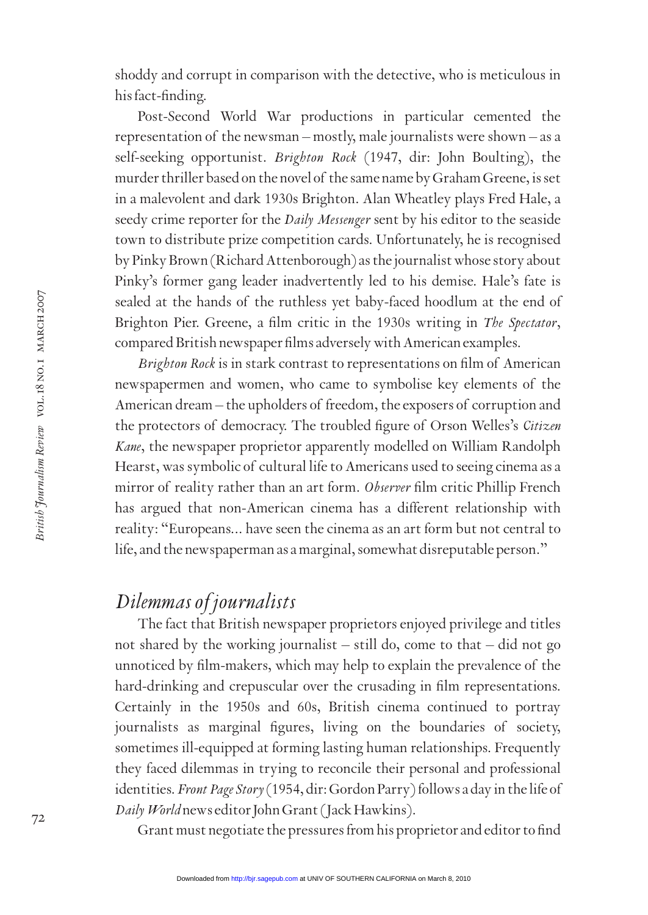shoddy and corrupt in comparison with the detective, who is meticulous in his fact-finding.

Post-Second World War productions in particular cemented the representation of the newsman – mostly, male journalists were shown – as a self-seeking opportunist. *Brighton Rock* (1947, dir: John Boulting), the murder thriller based on the novel of the same name by Graham Greene, is set in a malevolent and dark 1930s Brighton. Alan Wheatley plays Fred Hale, a seedy crime reporter for the *Daily Messenger* sent by his editor to the seaside town to distribute prize competition cards. Unfortunately, he is recognised by Pinky Brown (Richard Attenborough) as the journalist whose story about Pinky's former gang leader inadvertently led to his demise. Hale's fate is sealed at the hands of the ruthless yet baby-faced hoodlum at the end of Brighton Pier. Greene, a film critic in the 1930s writing in *The Spectator*, compared British newspaper films adversely with American examples.

*Brighton Rock* is in stark contrast to representations on film of American newspapermen and women, who came to symbolise key elements of the American dream – the upholders of freedom, the exposers of corruption and the protectors of democracy. The troubled figure of Orson Welles's *Citizen Kane*, the newspaper proprietor apparently modelled on William Randolph Hearst, was symbolic of cultural life to Americans used to seeing cinema as a mirror of reality rather than an art form. *Observer* film critic Phillip French has argued that non-American cinema has a different relationship with reality: "Europeans... have seen the cinema as an art form but not central to life, and the newspaperman as a marginal, somewhat disreputable person."

## *Dilemmas of journalists*

The fact that British newspaper proprietors enjoyed privilege and titles not shared by the working journalist – still do, come to that – did not go unnoticed by film-makers, which may help to explain the prevalence of the hard-drinking and crepuscular over the crusading in film representations. Certainly in the 1950s and 60s, British cinema continued to portray journalists as marginal figures, living on the boundaries of society, sometimes ill-equipped at forming lasting human relationships. Frequently they faced dilemmas in trying to reconcile their personal and professional identities. *Front Page Story* (1954, dir: Gordon Parry) follows a day in the life of *Daily World* news editor John Grant (Jack Hawkins).

Grant must negotiate the pressures from his proprietor and editor to find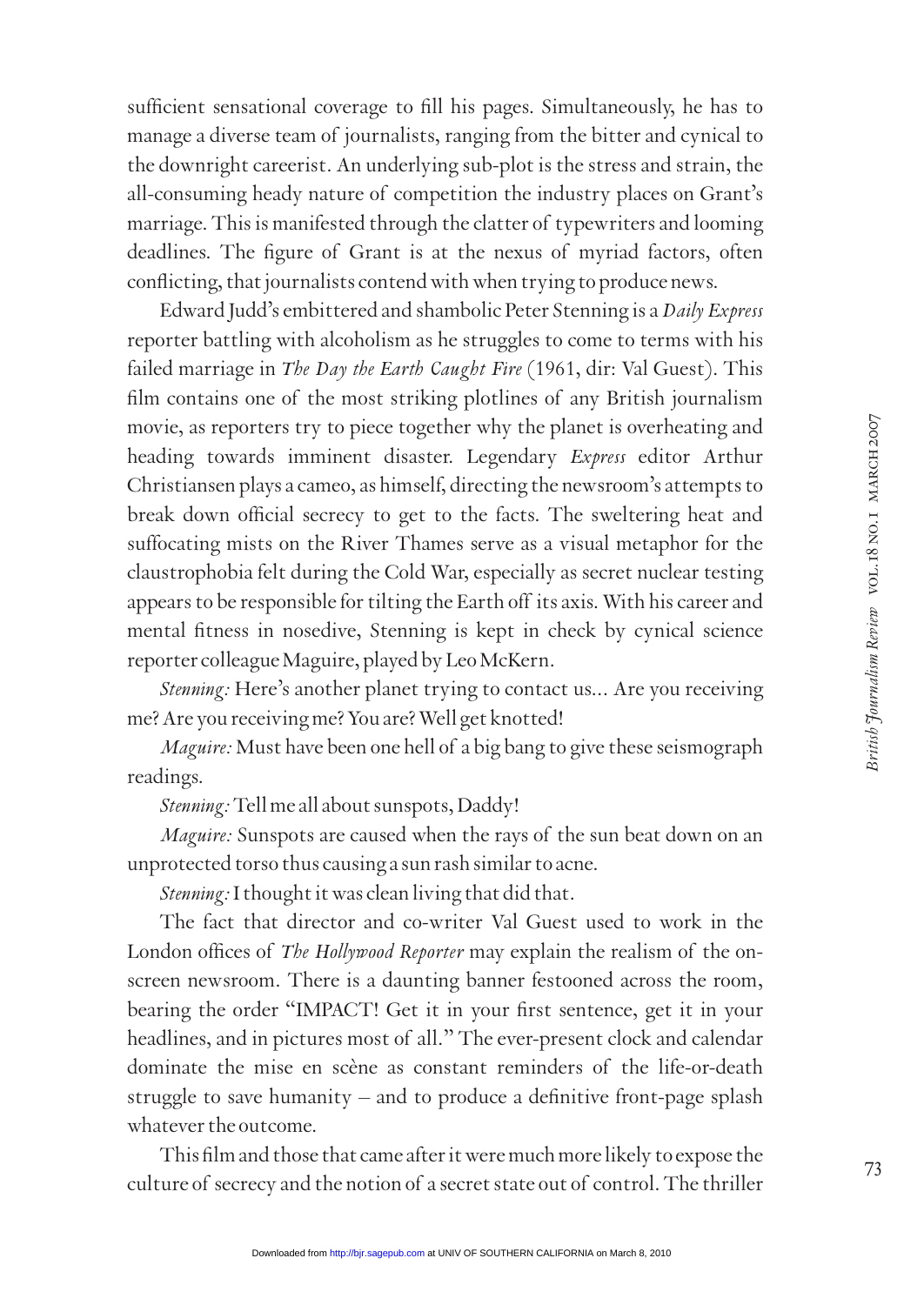sufficient sensational coverage to fill his pages. Simultaneously, he has to manage a diverse team of journalists, ranging from the bitter and cynical to the downright careerist. An underlying sub-plot is the stress and strain, the all-consuming heady nature of competition the industry places on Grant's marriage. This is manifested through the clatter of typewriters and looming deadlines. The figure of Grant is at the nexus of myriad factors, often conflicting, that journalists contend with when trying to produce news.

Edward Judd's embittered and shambolic Peter Stenning is a *Daily Express* reporter battling with alcoholism as he struggles to come to terms with his failed marriage in *The Day the Earth Caught Fire* (1961, dir: Val Guest). This film contains one of the most striking plotlines of any British journalism movie, as reporters try to piece together why the planet is overheating and heading towards imminent disaster. Legendary *Express* editor Arthur Christiansen plays a cameo, as himself, directing the newsroom's attempts to break down official secrecy to get to the facts. The sweltering heat and suffocating mists on the River Thames serve as a visual metaphor for the claustrophobia felt during the Cold War, especially as secret nuclear testing appears to be responsible for tilting the Earth off its axis. With his career and mental fitness in nosedive, Stenning is kept in check by cynical science reporter colleague Maguire, played by Leo McKern.

*Stenning:* Here's another planet trying to contact us... Are you receiving me? Are you receiving me? You are? Well get knotted!

*Maguire:* Must have been one hell of a big bang to give these seismograph readings.

*Stenning:* Tell me all about sunspots, Daddy!

*Maguire:* Sunspots are caused when the rays of the sun beat down on an unprotected torso thus causing a sun rash similar to acne.

*Stenning:* I thought it was clean living that did that.

The fact that director and co-writer Val Guest used to work in the London offices of *The Hollywood Reporter* may explain the realism of the on-screen newsroom. There is a daunting banner festooned across the room, bearing the order "IMPACT! Get it in your first sentence, get it in your headlines, and in pictures most of all." The ever-present clock and calendar dominate the mise en scène as constant reminders of the life-or-death struggle to save humanity – and to produce a definitive front-page splash whatever the outcome.

This film and those that came after it were much more likely to expose the culture of secrecy and the notion of a secret state out of control. The thriller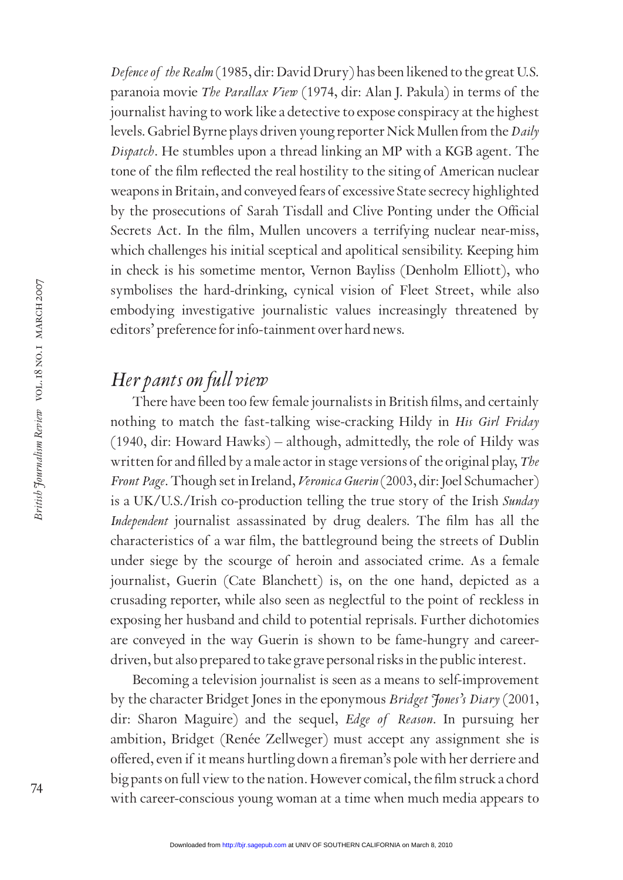*Defence of the Realm* (1985, dir: David Drury) has been likened to the great U.S. paranoia movie *The Parallax View* (1974, dir: Alan J. Pakula) in terms of the journalist having to work like a detective to expose conspiracy at the highest levels. Gabriel Byrne plays driven young reporter Nick Mullen from the *Daily Dispatch*. He stumbles upon a thread linking an MP with a KGB agent. The tone of the film reflected the real hostility to the siting of American nuclear weapons in Britain, and conveyed fears of excessive State secrecy highlighted by the prosecutions of Sarah Tisdall and Clive Ponting under the Official Secrets Act. In the film, Mullen uncovers a terrifying nuclear near-miss, which challenges his initial sceptical and apolitical sensibility. Keeping him in check is his sometime mentor, Vernon Bayliss (Denholm Elliott), who symbolises the hard-drinking, cynical vision of Fleet Street, while also embodying investigative journalistic values increasingly threatened by editors' preference for info-tainment over hard news.

## *Her pants on full view*

There have been too few female journalists in British films, and certainly nothing to match the fast-talking wise-cracking Hildy in *His Girl Friday* (1940, dir: Howard Hawks) – although, admittedly, the role of Hildy was written for and filled by a male actor in stage versions of the original play, *The Front Page*. Though set in Ireland, *Veronica Guerin* (2003, dir: Joel Schumacher) is a UK/U.S./Irish co-production telling the true story of the Irish *Sunday Independent* journalist assassinated by drug dealers. The film has all the characteristics of a war film, the battleground being the streets of Dublin under siege by the scourge of heroin and associated crime. As a female journalist, Guerin (Cate Blanchett) is, on the one hand, depicted as a crusading reporter, while also seen as neglectful to the point of reckless in exposing her husband and child to potential reprisals. Further dichotomies are conveyed in the way Guerin is shown to be fame-hungry and career-driven, but also prepared to take grave personal risks in the public interest.

Becoming a television journalist is seen as a means to self-improvement by the character Bridget Jones in the eponymous *Bridget Jones's Diary* (2001, dir: Sharon Maguire) and the sequel, *Edge of Reason*. In pursuing her ambition, Bridget (Renée Zellweger) must accept any assignment she is offered, even if it means hurtling down a fireman's pole with her derriere and big pants on full view to the nation. However comical, the film struck a chord with career-conscious young woman at a time when much media appears to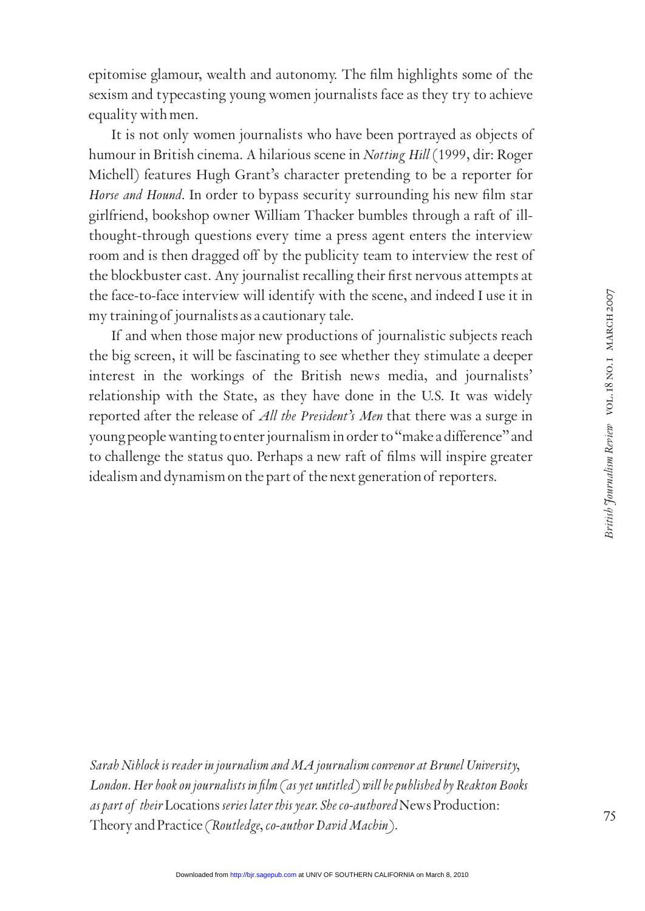epitomise glamour, wealth and autonomy. The film highlights some of the sexism and typecasting young women journalists face as they try to achieve equality with men.

It is not only women journalists who have been portrayed as objects of humour in British cinema. A hilarious scene in *Notting Hill* (1999, dir: Roger Michell) features Hugh Grant's character pretending to be a reporter for *Horse and Hound*. In order to bypass security surrounding his new film star girlfriend, bookshop owner William Thacker bumbles through a raft of ill-thought-through questions every time a press agent enters the interview room and is then dragged off by the publicity team to interview the rest of the blockbuster cast. Any journalist recalling their first nervous attempts at the face-to-face interview will identify with the scene, and indeed I use it in my training of journalists as a cautionary tale.

If and when those major new productions of journalistic subjects reach the big screen, it will be fascinating to see whether they stimulate a deeper interest in the workings of the British news media, and journalists' relationship with the State, as they have done in the U.S. It was widely reported after the release of *All the President's Men* that there was a surge in young people wanting to enter journalism in order to "make a difference" and to challenge the status quo. Perhaps a new raft of films will inspire greater idealism and dynamism on the part of the next generation of reporters.

*Sarah Niblock is reader in journalism and MA journalism convenor at Brunel University, London. Her book on journalists in film (as yet untitled) will be published by Reakton Books as part of their* Locations *series later this year. She co-authored* News Production: Theory and Practice *(Routledge, co-author David Machin).*